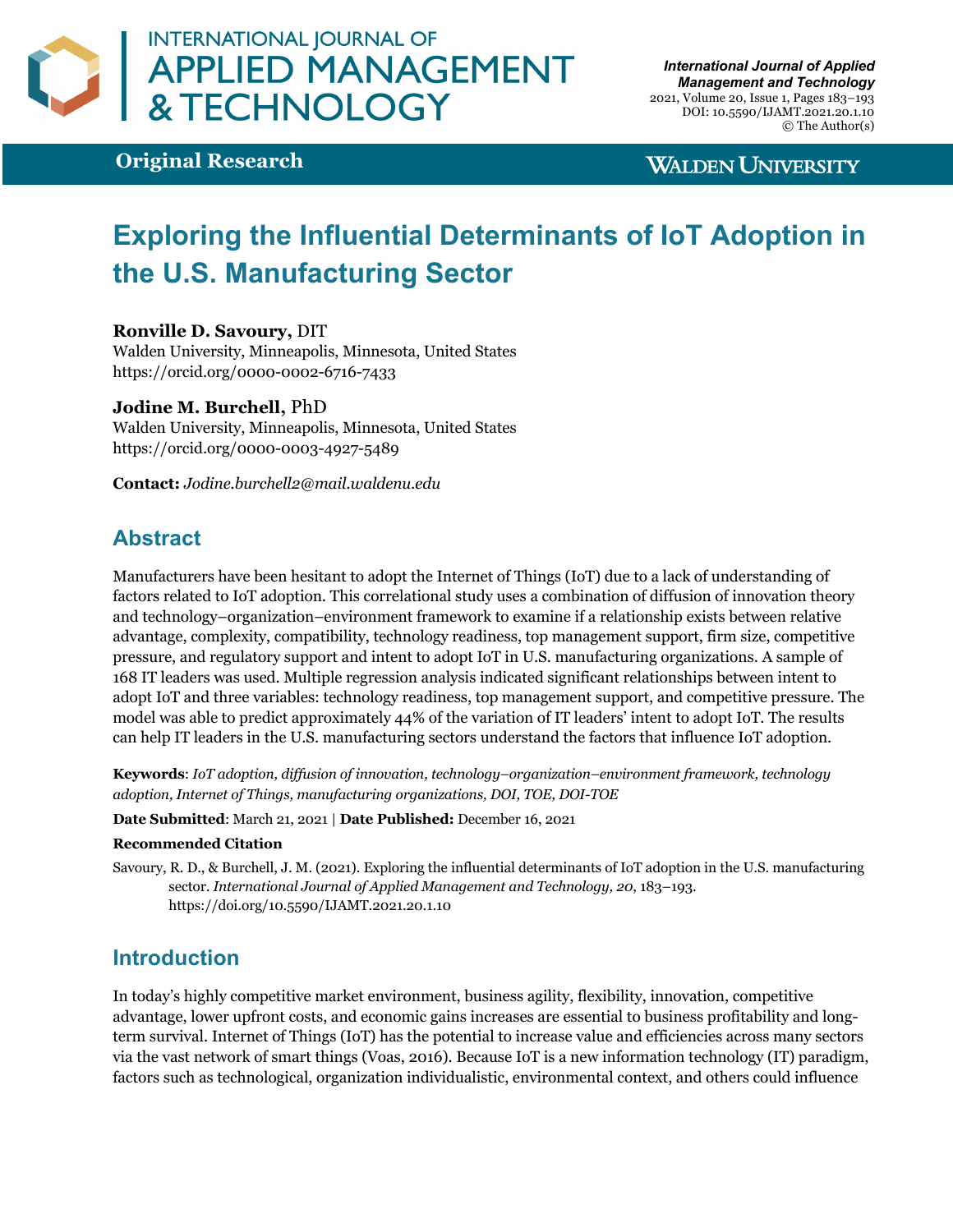# Exploring the Influential Determinants of IoT Adoption in the U.S. Manufacturing Sector

**Original Research**

**Ronville D. Savoury,** DIT
Walden University, Minneapolis, Minnesota, United States
https://orcid.org/0000-0002-6716-7433

**Jodine M. Burchell,** PhD
Walden University, Minneapolis, Minnesota, United States
https://orcid.org/0000-0003-4927-5489

**Contact:** *Jodine.burchell2@mail.waldenu.edu*

## Abstract

Manufacturers have been hesitant to adopt the Internet of Things (IoT) due to a lack of understanding of factors related to IoT adoption. This correlational study uses a combination of diffusion of innovation theory and technology–organization–environment framework to examine if a relationship exists between relative advantage, complexity, compatibility, technology readiness, top management support, firm size, competitive pressure, and regulatory support and intent to adopt IoT in U.S. manufacturing organizations. A sample of 168 IT leaders was used. Multiple regression analysis indicated significant relationships between intent to adopt IoT and three variables: technology readiness, top management support, and competitive pressure. The model was able to predict approximately 44% of the variation of IT leaders' intent to adopt IoT. The results can help IT leaders in the U.S. manufacturing sectors understand the factors that influence IoT adoption.

**Keywords**: *IoT adoption, diffusion of innovation, technology–organization–environment framework, technology adoption, Internet of Things, manufacturing organizations, DOI, TOE, DOI-TOE*

**Date Submitted**: March 21, 2021 | **Date Published:** December 16, 2021

**Recommended Citation**

Savoury, R. D., & Burchell, J. M. (2021). Exploring the influential determinants of IoT adoption in the U.S. manufacturing sector. *International Journal of Applied Management and Technology, 20*, 183–193. https://doi.org/10.5590/IJAMT.2021.20.1.10

## Introduction

In today's highly competitive market environment, business agility, flexibility, innovation, competitive advantage, lower upfront costs, and economic gains increases are essential to business profitability and long-term survival. Internet of Things (IoT) has the potential to increase value and efficiencies across many sectors via the vast network of smart things (Voas, 2016). Because IoT is a new information technology (IT) paradigm, factors such as technological, organization individualistic, environmental context, and others could influence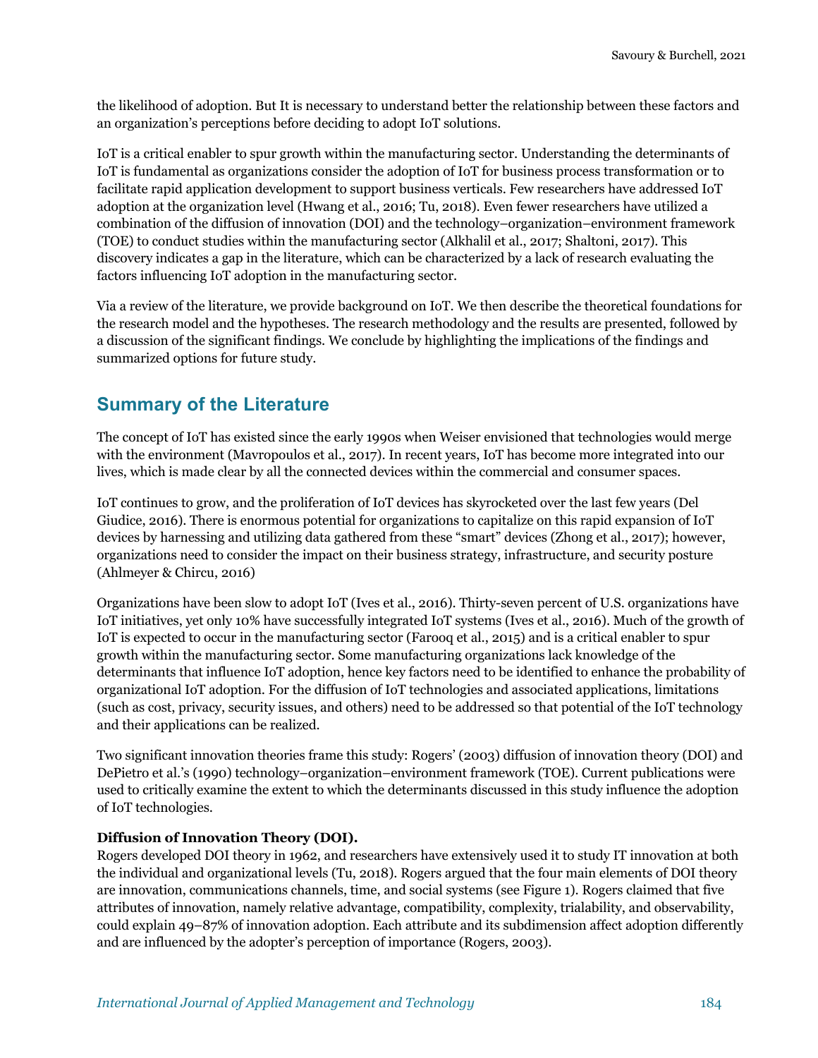the likelihood of adoption. But It is necessary to understand better the relationship between these factors and an organization's perceptions before deciding to adopt IoT solutions.

IoT is a critical enabler to spur growth within the manufacturing sector. Understanding the determinants of IoT is fundamental as organizations consider the adoption of IoT for business process transformation or to facilitate rapid application development to support business verticals. Few researchers have addressed IoT adoption at the organization level (Hwang et al., 2016; Tu, 2018). Even fewer researchers have utilized a combination of the diffusion of innovation (DOI) and the technology–organization–environment framework (TOE) to conduct studies within the manufacturing sector (Alkhalil et al., 2017; Shaltoni, 2017). This discovery indicates a gap in the literature, which can be characterized by a lack of research evaluating the factors influencing IoT adoption in the manufacturing sector.

Via a review of the literature, we provide background on IoT. We then describe the theoretical foundations for the research model and the hypotheses. The research methodology and the results are presented, followed by a discussion of the significant findings. We conclude by highlighting the implications of the findings and summarized options for future study.

## Summary of the Literature

The concept of IoT has existed since the early 1990s when Weiser envisioned that technologies would merge with the environment (Mavropoulos et al., 2017). In recent years, IoT has become more integrated into our lives, which is made clear by all the connected devices within the commercial and consumer spaces.

IoT continues to grow, and the proliferation of IoT devices has skyrocketed over the last few years (Del Giudice, 2016). There is enormous potential for organizations to capitalize on this rapid expansion of IoT devices by harnessing and utilizing data gathered from these "smart" devices (Zhong et al., 2017); however, organizations need to consider the impact on their business strategy, infrastructure, and security posture (Ahlmeyer & Chircu, 2016)

Organizations have been slow to adopt IoT (Ives et al., 2016). Thirty-seven percent of U.S. organizations have IoT initiatives, yet only 10% have successfully integrated IoT systems (Ives et al., 2016). Much of the growth of IoT is expected to occur in the manufacturing sector (Farooq et al., 2015) and is a critical enabler to spur growth within the manufacturing sector. Some manufacturing organizations lack knowledge of the determinants that influence IoT adoption, hence key factors need to be identified to enhance the probability of organizational IoT adoption. For the diffusion of IoT technologies and associated applications, limitations (such as cost, privacy, security issues, and others) need to be addressed so that potential of the IoT technology and their applications can be realized.

Two significant innovation theories frame this study: Rogers' (2003) diffusion of innovation theory (DOI) and DePietro et al.'s (1990) technology–organization–environment framework (TOE). Current publications were used to critically examine the extent to which the determinants discussed in this study influence the adoption of IoT technologies.

**Diffusion of Innovation Theory (DOI).**

Rogers developed DOI theory in 1962, and researchers have extensively used it to study IT innovation at both the individual and organizational levels (Tu, 2018). Rogers argued that the four main elements of DOI theory are innovation, communications channels, time, and social systems (see Figure 1). Rogers claimed that five attributes of innovation, namely relative advantage, compatibility, complexity, trialability, and observability, could explain 49–87% of innovation adoption. Each attribute and its subdimension affect adoption differently and are influenced by the adopter's perception of importance (Rogers, 2003).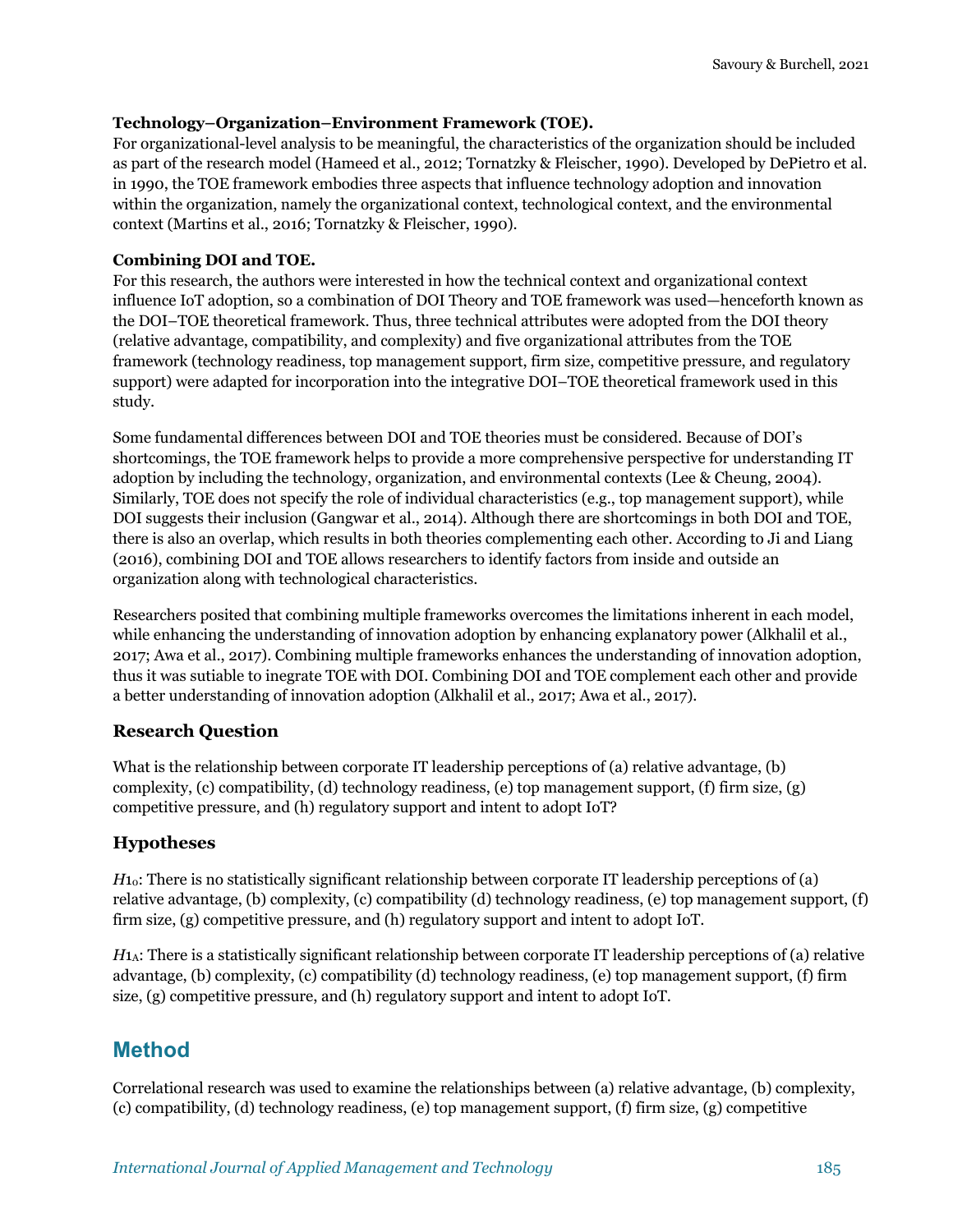**Technology–Organization–Environment Framework (TOE).**
For organizational-level analysis to be meaningful, the characteristics of the organization should be included as part of the research model (Hameed et al., 2012; Tornatzky & Fleischer, 1990). Developed by DePietro et al. in 1990, the TOE framework embodies three aspects that influence technology adoption and innovation within the organization, namely the organizational context, technological context, and the environmental context (Martins et al., 2016; Tornatzky & Fleischer, 1990).

**Combining DOI and TOE.**
For this research, the authors were interested in how the technical context and organizational context influence IoT adoption, so a combination of DOI Theory and TOE framework was used—henceforth known as the DOI–TOE theoretical framework. Thus, three technical attributes were adopted from the DOI theory (relative advantage, compatibility, and complexity) and five organizational attributes from the TOE framework (technology readiness, top management support, firm size, competitive pressure, and regulatory support) were adapted for incorporation into the integrative DOI–TOE theoretical framework used in this study.

Some fundamental differences between DOI and TOE theories must be considered. Because of DOI's shortcomings, the TOE framework helps to provide a more comprehensive perspective for understanding IT adoption by including the technology, organization, and environmental contexts (Lee & Cheung, 2004). Similarly, TOE does not specify the role of individual characteristics (e.g., top management support), while DOI suggests their inclusion (Gangwar et al., 2014). Although there are shortcomings in both DOI and TOE, there is also an overlap, which results in both theories complementing each other. According to Ji and Liang (2016), combining DOI and TOE allows researchers to identify factors from inside and outside an organization along with technological characteristics.

Researchers posited that combining multiple frameworks overcomes the limitations inherent in each model, while enhancing the understanding of innovation adoption by enhancing explanatory power (Alkhalil et al., 2017; Awa et al., 2017). Combining multiple frameworks enhances the understanding of innovation adoption, thus it was sutiable to inegrate TOE with DOI. Combining DOI and TOE complement each other and provide a better understanding of innovation adoption (Alkhalil et al., 2017; Awa et al., 2017).

### Research Question

What is the relationship between corporate IT leadership perceptions of (a) relative advantage, (b) complexity, (c) compatibility, (d) technology readiness, (e) top management support, (f) firm size, (g) competitive pressure, and (h) regulatory support and intent to adopt IoT?

### Hypotheses

$H1_0$: There is no statistically significant relationship between corporate IT leadership perceptions of (a) relative advantage, (b) complexity, (c) compatibility (d) technology readiness, (e) top management support, (f) firm size, (g) competitive pressure, and (h) regulatory support and intent to adopt IoT.

$H1_A$: There is a statistically significant relationship between corporate IT leadership perceptions of (a) relative advantage, (b) complexity, (c) compatibility (d) technology readiness, (e) top management support, (f) firm size, (g) competitive pressure, and (h) regulatory support and intent to adopt IoT.

## Method

Correlational research was used to examine the relationships between (a) relative advantage, (b) complexity, (c) compatibility, (d) technology readiness, (e) top management support, (f) firm size, (g) competitive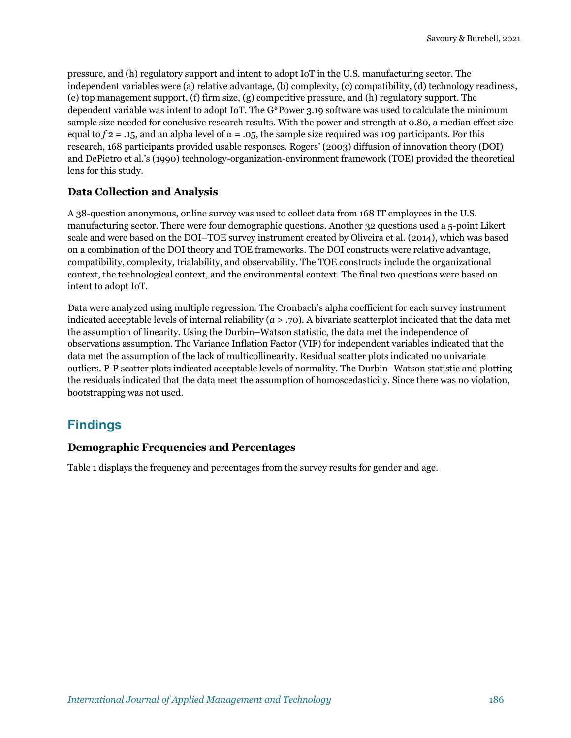pressure, and (h) regulatory support and intent to adopt IoT in the U.S. manufacturing sector. The independent variables were (a) relative advantage, (b) complexity, (c) compatibility, (d) technology readiness, (e) top management support, (f) firm size, (g) competitive pressure, and (h) regulatory support. The dependent variable was intent to adopt IoT. The G*Power 3.19 software was used to calculate the minimum sample size needed for conclusive research results. With the power and strength at 0.80, a median effect size equal to $f\,2 = .15$, and an alpha level of $\alpha = .05$, the sample size required was 109 participants. For this research, 168 participants provided usable responses. Rogers' (2003) diffusion of innovation theory (DOI) and DePietro et al.'s (1990) technology-organization-environment framework (TOE) provided the theoretical lens for this study.

### Data Collection and Analysis

A 38-question anonymous, online survey was used to collect data from 168 IT employees in the U.S. manufacturing sector. There were four demographic questions. Another 32 questions used a 5-point Likert scale and were based on the DOI–TOE survey instrument created by Oliveira et al. (2014), which was based on a combination of the DOI theory and TOE frameworks. The DOI constructs were relative advantage, compatibility, complexity, trialability, and observability. The TOE constructs include the organizational context, the technological context, and the environmental context. The final two questions were based on intent to adopt IoT.

Data were analyzed using multiple regression. The Cronbach's alpha coefficient for each survey instrument indicated acceptable levels of internal reliability ($a > .70$). A bivariate scatterplot indicated that the data met the assumption of linearity. Using the Durbin–Watson statistic, the data met the independence of observations assumption. The Variance Inflation Factor (VIF) for independent variables indicated that the data met the assumption of the lack of multicollinearity. Residual scatter plots indicated no univariate outliers. P-P scatter plots indicated acceptable levels of normality. The Durbin–Watson statistic and plotting the residuals indicated that the data meet the assumption of homoscedasticity. Since there was no violation, bootstrapping was not used.

## Findings

### Demographic Frequencies and Percentages

Table 1 displays the frequency and percentages from the survey results for gender and age.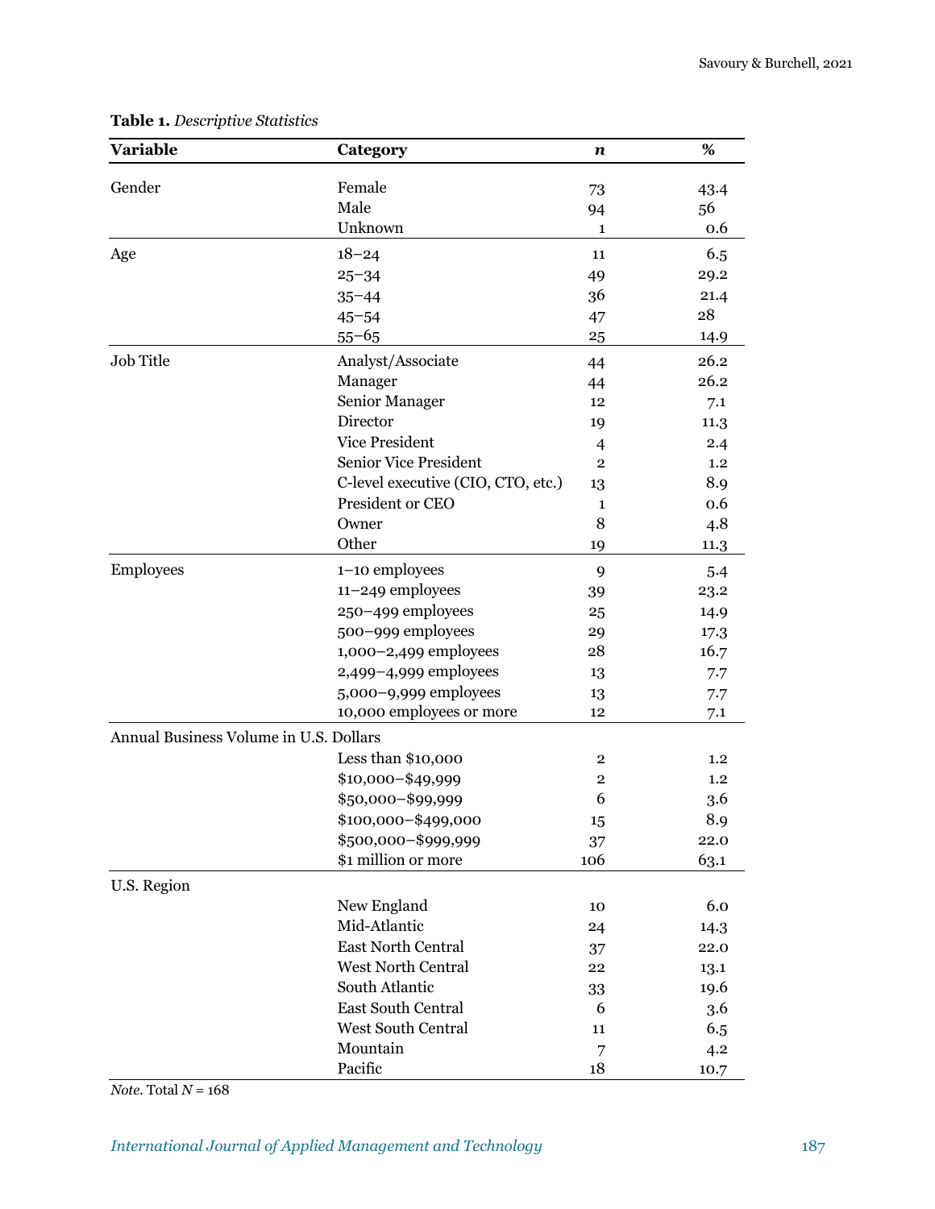**Table 1.** *Descriptive Statistics*

| Variable | Category | *n* | % |
|---|---|---|---|
| Gender | Female | 73 | 43.4 |
| | Male | 94 | 56 |
| | Unknown | 1 | 0.6 |
| Age | 18–24 | 11 | 6.5 |
| | 25–34 | 49 | 29.2 |
| | 35–44 | 36 | 21.4 |
| | 45–54 | 47 | 28 |
| | 55–65 | 25 | 14.9 |
| Job Title | Analyst/Associate | 44 | 26.2 |
| | Manager | 44 | 26.2 |
| | Senior Manager | 12 | 7.1 |
| | Director | 19 | 11.3 |
| | Vice President | 4 | 2.4 |
| | Senior Vice President | 2 | 1.2 |
| | C-level executive (CIO, CTO, etc.) | 13 | 8.9 |
| | President or CEO | 1 | 0.6 |
| | Owner | 8 | 4.8 |
| | Other | 19 | 11.3 |
| Employees | 1–10 employees | 9 | 5.4 |
| | 11–249 employees | 39 | 23.2 |
| | 250–499 employees | 25 | 14.9 |
| | 500–999 employees | 29 | 17.3 |
| | 1,000–2,499 employees | 28 | 16.7 |
| | 2,499–4,999 employees | 13 | 7.7 |
| | 5,000–9,999 employees | 13 | 7.7 |
| | 10,000 employees or more | 12 | 7.1 |
| Annual Business Volume in U.S. Dollars | | | |
| | Less than $10,000 | 2 | 1.2 |
| | $10,000–$49,999 | 2 | 1.2 |
| | $50,000–$99,999 | 6 | 3.6 |
| | $100,000–$499,000 | 15 | 8.9 |
| | $500,000–$999,999 | 37 | 22.0 |
| | $1 million or more | 106 | 63.1 |
| U.S. Region | | | |
| | New England | 10 | 6.0 |
| | Mid-Atlantic | 24 | 14.3 |
| | East North Central | 37 | 22.0 |
| | West North Central | 22 | 13.1 |
| | South Atlantic | 33 | 19.6 |
| | East South Central | 6 | 3.6 |
| | West South Central | 11 | 6.5 |
| | Mountain | 7 | 4.2 |
| | Pacific | 18 | 10.7 |

*Note.* Total $N = 168$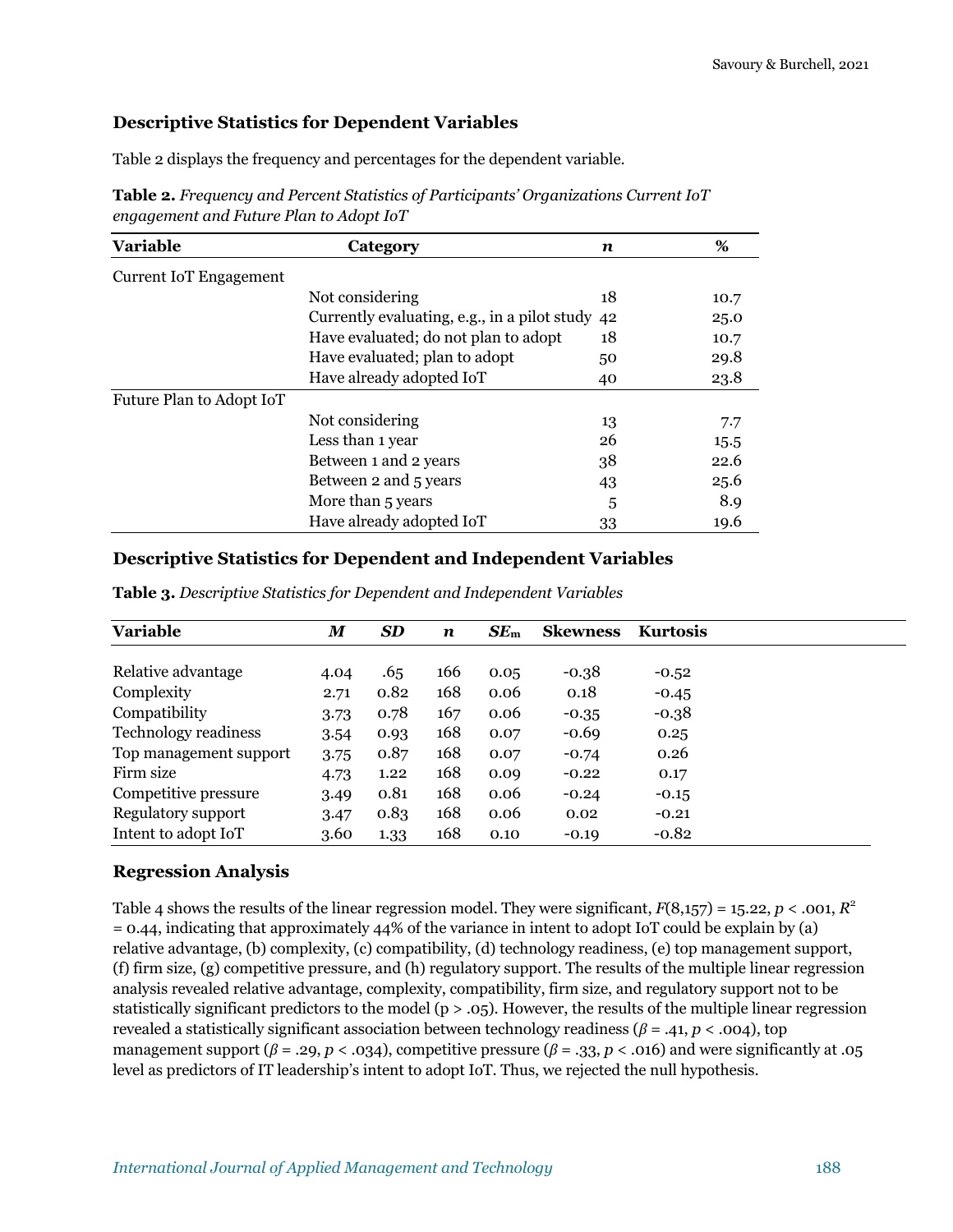### Descriptive Statistics for Dependent Variables

Table 2 displays the frequency and percentages for the dependent variable.

**Table 2.** *Frequency and Percent Statistics of Participants' Organizations Current IoT engagement and Future Plan to Adopt IoT*

| Variable | Category | *n* | % |
|---|---|---|---|
| Current IoT Engagement | | | |
| | Not considering | 18 | 10.7 |
| | Currently evaluating, e.g., in a pilot study | 42 | 25.0 |
| | Have evaluated; do not plan to adopt | 18 | 10.7 |
| | Have evaluated; plan to adopt | 50 | 29.8 |
| | Have already adopted IoT | 40 | 23.8 |
| Future Plan to Adopt IoT | | | |
| | Not considering | 13 | 7.7 |
| | Less than 1 year | 26 | 15.5 |
| | Between 1 and 2 years | 38 | 22.6 |
| | Between 2 and 5 years | 43 | 25.6 |
| | More than 5 years | 5 | 8.9 |
| | Have already adopted IoT | 33 | 19.6 |

### Descriptive Statistics for Dependent and Independent Variables

**Table 3.** *Descriptive Statistics for Dependent and Independent Variables*

| Variable | *M* | *SD* | *n* | $SE_m$ | Skewness | Kurtosis |
|---|---|---|---|---|---|---|
| Relative advantage | 4.04 | .65 | 166 | 0.05 | -0.38 | -0.52 |
| Complexity | 2.71 | 0.82 | 168 | 0.06 | 0.18 | -0.45 |
| Compatibility | 3.73 | 0.78 | 167 | 0.06 | -0.35 | -0.38 |
| Technology readiness | 3.54 | 0.93 | 168 | 0.07 | -0.69 | 0.25 |
| Top management support | 3.75 | 0.87 | 168 | 0.07 | -0.74 | 0.26 |
| Firm size | 4.73 | 1.22 | 168 | 0.09 | -0.22 | 0.17 |
| Competitive pressure | 3.49 | 0.81 | 168 | 0.06 | -0.24 | -0.15 |
| Regulatory support | 3.47 | 0.83 | 168 | 0.06 | 0.02 | -0.21 |
| Intent to adopt IoT | 3.60 | 1.33 | 168 | 0.10 | -0.19 | -0.82 |

### Regression Analysis

Table 4 shows the results of the linear regression model. They were significant, $F(8,157) = 15.22$, $p < .001$, $R^2 = 0.44$, indicating that approximately 44% of the variance in intent to adopt IoT could be explain by (a) relative advantage, (b) complexity, (c) compatibility, (d) technology readiness, (e) top management support, (f) firm size, (g) competitive pressure, and (h) regulatory support. The results of the multiple linear regression analysis revealed relative advantage, complexity, compatibility, firm size, and regulatory support not to be statistically significant predictors to the model ($p > .05$). However, the results of the multiple linear regression revealed a statistically significant association between technology readiness ($\beta = .41$, $p < .004$), top management support ($\beta = .29$, $p < .034$), competitive pressure ($\beta = .33$, $p < .016$) and were significantly at .05 level as predictors of IT leadership's intent to adopt IoT. Thus, we rejected the null hypothesis.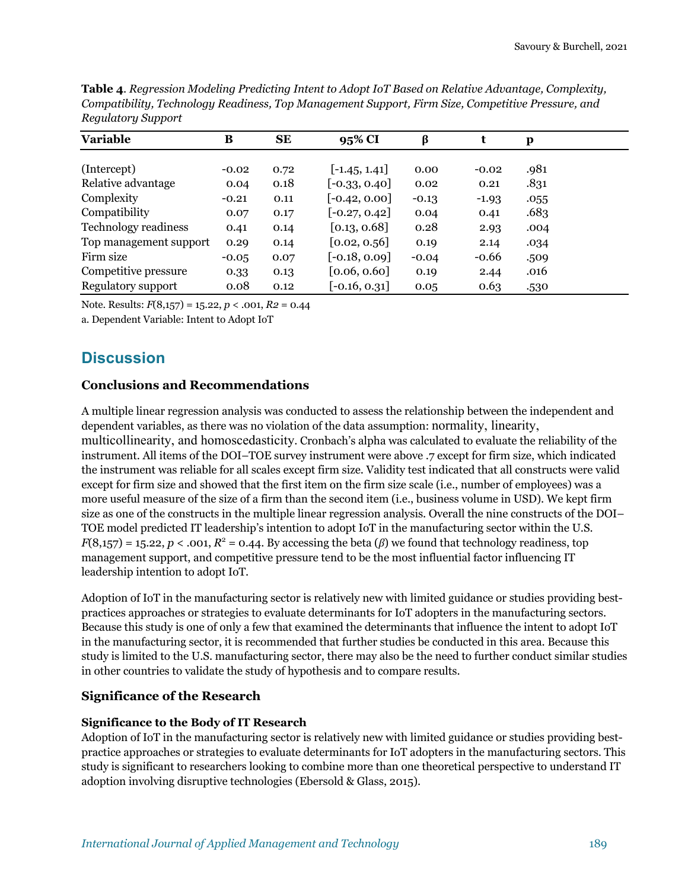**Table 4**. *Regression Modeling Predicting Intent to Adopt IoT Based on Relative Advantage, Complexity, Compatibility, Technology Readiness, Top Management Support, Firm Size, Competitive Pressure, and Regulatory Support*

| Variable | B | SE | 95% CI | β | t | p |
|---|---|---|---|---|---|---|
| (Intercept) | -0.02 | 0.72 | [-1.45, 1.41] | 0.00 | -0.02 | .981 |
| Relative advantage | 0.04 | 0.18 | [-0.33, 0.40] | 0.02 | 0.21 | .831 |
| Complexity | -0.21 | 0.11 | [-0.42, 0.00] | -0.13 | -1.93 | .055 |
| Compatibility | 0.07 | 0.17 | [-0.27, 0.42] | 0.04 | 0.41 | .683 |
| Technology readiness | 0.41 | 0.14 | [0.13, 0.68] | 0.28 | 2.93 | .004 |
| Top management support | 0.29 | 0.14 | [0.02, 0.56] | 0.19 | 2.14 | .034 |
| Firm size | -0.05 | 0.07 | [-0.18, 0.09] | -0.04 | -0.66 | .509 |
| Competitive pressure | 0.33 | 0.13 | [0.06, 0.60] | 0.19 | 2.44 | .016 |
| Regulatory support | 0.08 | 0.12 | [-0.16, 0.31] | 0.05 | 0.63 | .530 |

Note. Results: $F(8,157) = 15.22$, $p < .001$, $R2 = 0.44$

a. Dependent Variable: Intent to Adopt IoT

## Discussion

### Conclusions and Recommendations

A multiple linear regression analysis was conducted to assess the relationship between the independent and dependent variables, as there was no violation of the data assumption: normality, linearity, multicollinearity, and homoscedasticity. Cronbach's alpha was calculated to evaluate the reliability of the instrument. All items of the DOI–TOE survey instrument were above .7 except for firm size, which indicated the instrument was reliable for all scales except firm size. Validity test indicated that all constructs were valid except for firm size and showed that the first item on the firm size scale (i.e., number of employees) was a more useful measure of the size of a firm than the second item (i.e., business volume in USD). We kept firm size as one of the constructs in the multiple linear regression analysis. Overall the nine constructs of the DOI–TOE model predicted IT leadership's intention to adopt IoT in the manufacturing sector within the U.S. $F(8,157) = 15.22$, $p < .001$, $R^2 = 0.44$. By accessing the beta ($\beta$) we found that technology readiness, top management support, and competitive pressure tend to be the most influential factor influencing IT leadership intention to adopt IoT.

Adoption of IoT in the manufacturing sector is relatively new with limited guidance or studies providing best-practices approaches or strategies to evaluate determinants for IoT adopters in the manufacturing sectors. Because this study is one of only a few that examined the determinants that influence the intent to adopt IoT in the manufacturing sector, it is recommended that further studies be conducted in this area. Because this study is limited to the U.S. manufacturing sector, there may also be the need to further conduct similar studies in other countries to validate the study of hypothesis and to compare results.

### Significance of the Research

#### Significance to the Body of IT Research

Adoption of IoT in the manufacturing sector is relatively new with limited guidance or studies providing best-practice approaches or strategies to evaluate determinants for IoT adopters in the manufacturing sectors. This study is significant to researchers looking to combine more than one theoretical perspective to understand IT adoption involving disruptive technologies (Ebersold & Glass, 2015).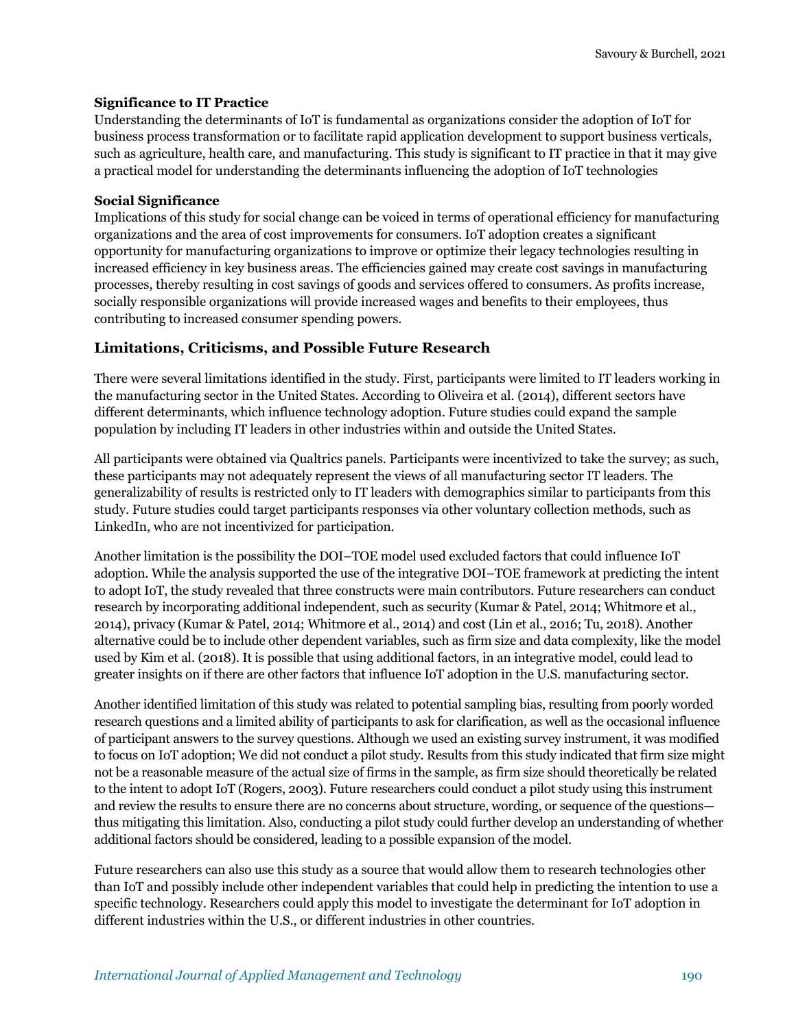### Significance to IT Practice

Understanding the determinants of IoT is fundamental as organizations consider the adoption of IoT for business process transformation or to facilitate rapid application development to support business verticals, such as agriculture, health care, and manufacturing. This study is significant to IT practice in that it may give a practical model for understanding the determinants influencing the adoption of IoT technologies

### Social Significance

Implications of this study for social change can be voiced in terms of operational efficiency for manufacturing organizations and the area of cost improvements for consumers. IoT adoption creates a significant opportunity for manufacturing organizations to improve or optimize their legacy technologies resulting in increased efficiency in key business areas. The efficiencies gained may create cost savings in manufacturing processes, thereby resulting in cost savings of goods and services offered to consumers. As profits increase, socially responsible organizations will provide increased wages and benefits to their employees, thus contributing to increased consumer spending powers.

## Limitations, Criticisms, and Possible Future Research

There were several limitations identified in the study. First, participants were limited to IT leaders working in the manufacturing sector in the United States. According to Oliveira et al. (2014), different sectors have different determinants, which influence technology adoption. Future studies could expand the sample population by including IT leaders in other industries within and outside the United States.

All participants were obtained via Qualtrics panels. Participants were incentivized to take the survey; as such, these participants may not adequately represent the views of all manufacturing sector IT leaders. The generalizability of results is restricted only to IT leaders with demographics similar to participants from this study. Future studies could target participants responses via other voluntary collection methods, such as LinkedIn, who are not incentivized for participation.

Another limitation is the possibility the DOI–TOE model used excluded factors that could influence IoT adoption. While the analysis supported the use of the integrative DOI–TOE framework at predicting the intent to adopt IoT, the study revealed that three constructs were main contributors. Future researchers can conduct research by incorporating additional independent, such as security (Kumar & Patel, 2014; Whitmore et al., 2014), privacy (Kumar & Patel, 2014; Whitmore et al., 2014) and cost (Lin et al., 2016; Tu, 2018). Another alternative could be to include other dependent variables, such as firm size and data complexity, like the model used by Kim et al. (2018). It is possible that using additional factors, in an integrative model, could lead to greater insights on if there are other factors that influence IoT adoption in the U.S. manufacturing sector.

Another identified limitation of this study was related to potential sampling bias, resulting from poorly worded research questions and a limited ability of participants to ask for clarification, as well as the occasional influence of participant answers to the survey questions. Although we used an existing survey instrument, it was modified to focus on IoT adoption; We did not conduct a pilot study. Results from this study indicated that firm size might not be a reasonable measure of the actual size of firms in the sample, as firm size should theoretically be related to the intent to adopt IoT (Rogers, 2003). Future researchers could conduct a pilot study using this instrument and review the results to ensure there are no concerns about structure, wording, or sequence of the questions—thus mitigating this limitation. Also, conducting a pilot study could further develop an understanding of whether additional factors should be considered, leading to a possible expansion of the model.

Future researchers can also use this study as a source that would allow them to research technologies other than IoT and possibly include other independent variables that could help in predicting the intention to use a specific technology. Researchers could apply this model to investigate the determinant for IoT adoption in different industries within the U.S., or different industries in other countries.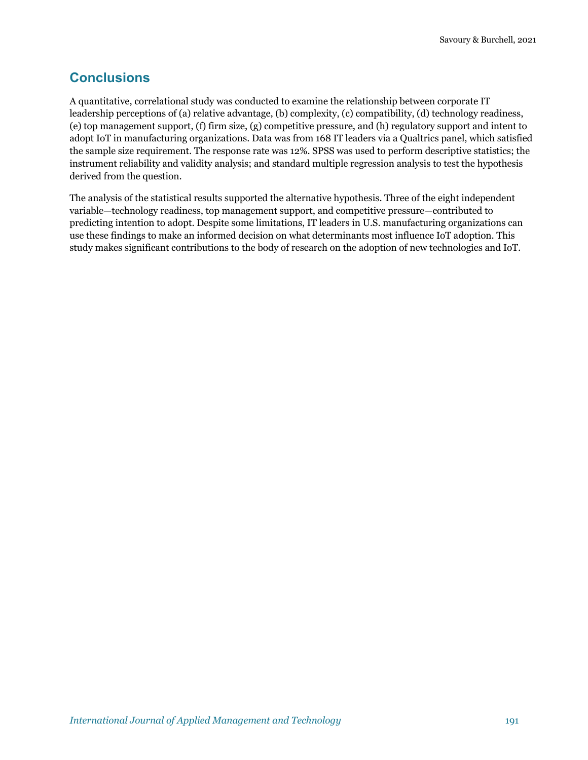## Conclusions

A quantitative, correlational study was conducted to examine the relationship between corporate IT leadership perceptions of (a) relative advantage, (b) complexity, (c) compatibility, (d) technology readiness, (e) top management support, (f) firm size, (g) competitive pressure, and (h) regulatory support and intent to adopt IoT in manufacturing organizations. Data was from 168 IT leaders via a Qualtrics panel, which satisfied the sample size requirement. The response rate was 12%. SPSS was used to perform descriptive statistics; the instrument reliability and validity analysis; and standard multiple regression analysis to test the hypothesis derived from the question.

The analysis of the statistical results supported the alternative hypothesis. Three of the eight independent variable—technology readiness, top management support, and competitive pressure—contributed to predicting intention to adopt. Despite some limitations, IT leaders in U.S. manufacturing organizations can use these findings to make an informed decision on what determinants most influence IoT adoption. This study makes significant contributions to the body of research on the adoption of new technologies and IoT.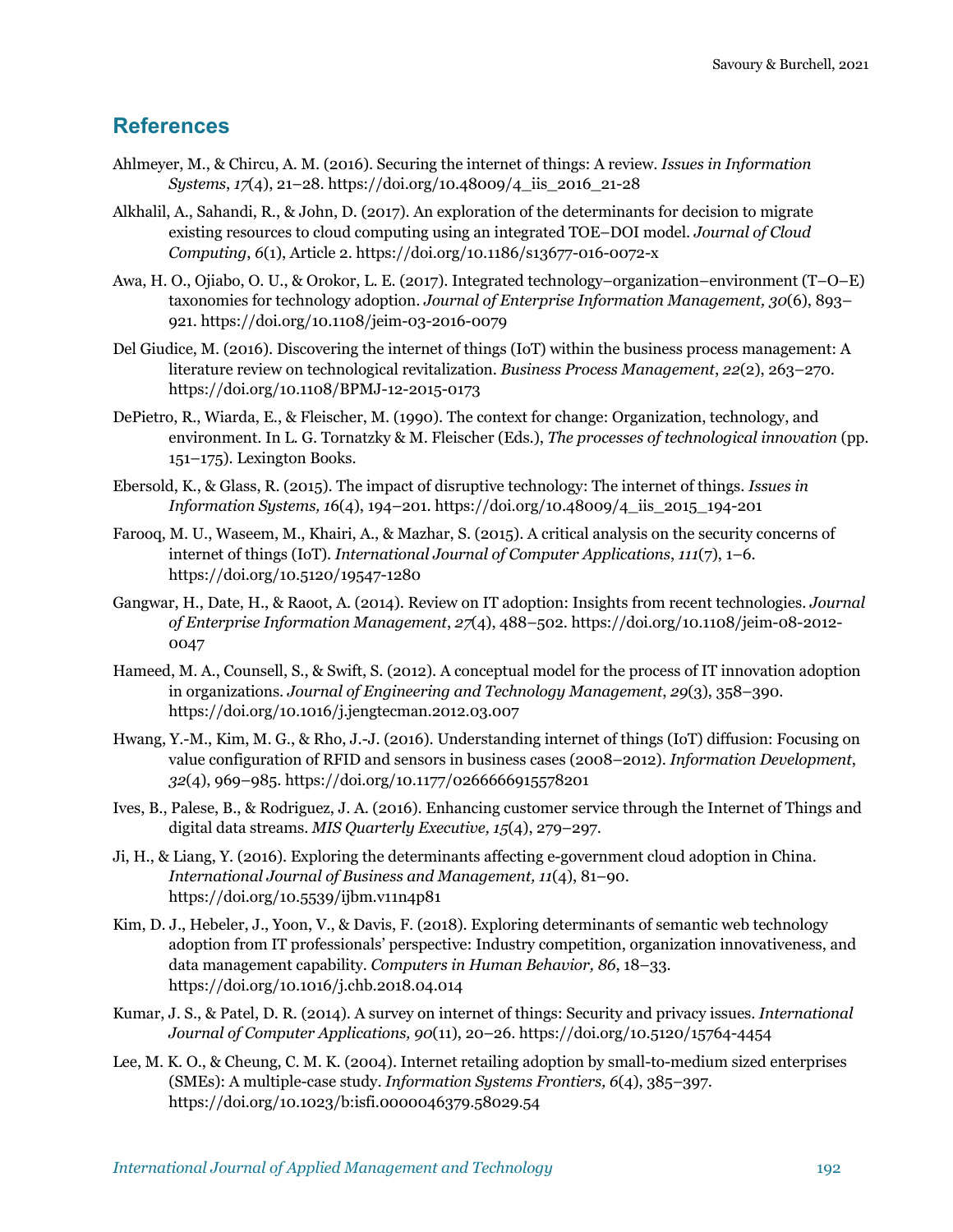## References

Ahlmeyer, M., & Chircu, A. M. (2016). Securing the internet of things: A review. *Issues in Information Systems*, *17*(4), 21–28. https://doi.org/10.48009/4_iis_2016_21-28

Alkhalil, A., Sahandi, R., & John, D. (2017). An exploration of the determinants for decision to migrate existing resources to cloud computing using an integrated TOE–DOI model. *Journal of Cloud Computing*, *6*(1), Article 2. https://doi.org/10.1186/s13677-016-0072-x

Awa, H. O., Ojiabo, O. U., & Orokor, L. E. (2017). Integrated technology–organization–environment (T–O–E) taxonomies for technology adoption. *Journal of Enterprise Information Management, 30*(6), 893–921. https://doi.org/10.1108/jeim-03-2016-0079

Del Giudice, M. (2016). Discovering the internet of things (IoT) within the business process management: A literature review on technological revitalization. *Business Process Management*, *22*(2), 263–270. https://doi.org/10.1108/BPMJ-12-2015-0173

DePietro, R., Wiarda, E., & Fleischer, M. (1990). The context for change: Organization, technology, and environment. In L. G. Tornatzky & M. Fleischer (Eds.), *The processes of technological innovation* (pp. 151–175). Lexington Books.

Ebersold, K., & Glass, R. (2015). The impact of disruptive technology: The internet of things. *Issues in Information Systems, 16*(4), 194–201. https://doi.org/10.48009/4_iis_2015_194-201

Farooq, M. U., Waseem, M., Khairi, A., & Mazhar, S. (2015). A critical analysis on the security concerns of internet of things (IoT). *International Journal of Computer Applications*, *111*(7), 1–6. https://doi.org/10.5120/19547-1280

Gangwar, H., Date, H., & Raoot, A. (2014). Review on IT adoption: Insights from recent technologies. *Journal of Enterprise Information Management*, *27*(4), 488–502. https://doi.org/10.1108/jeim-08-2012-0047

Hameed, M. A., Counsell, S., & Swift, S. (2012). A conceptual model for the process of IT innovation adoption in organizations. *Journal of Engineering and Technology Management*, *29*(3), 358–390. https://doi.org/10.1016/j.jengtecman.2012.03.007

Hwang, Y.-M., Kim, M. G., & Rho, J.-J. (2016). Understanding internet of things (IoT) diffusion: Focusing on value configuration of RFID and sensors in business cases (2008–2012). *Information Development*, *32*(4), 969–985. https://doi.org/10.1177/0266666915578201

Ives, B., Palese, B., & Rodriguez, J. A. (2016). Enhancing customer service through the Internet of Things and digital data streams. *MIS Quarterly Executive, 15*(4), 279–297.

Ji, H., & Liang, Y. (2016). Exploring the determinants affecting e-government cloud adoption in China. *International Journal of Business and Management, 11*(4), 81–90. https://doi.org/10.5539/ijbm.v11n4p81

Kim, D. J., Hebeler, J., Yoon, V., & Davis, F. (2018). Exploring determinants of semantic web technology adoption from IT professionals' perspective: Industry competition, organization innovativeness, and data management capability. *Computers in Human Behavior, 86*, 18–33. https://doi.org/10.1016/j.chb.2018.04.014

Kumar, J. S., & Patel, D. R. (2014). A survey on internet of things: Security and privacy issues. *International Journal of Computer Applications, 90*(11), 20–26. https://doi.org/10.5120/15764-4454

Lee, M. K. O., & Cheung, C. M. K. (2004). Internet retailing adoption by small-to-medium sized enterprises (SMEs): A multiple-case study. *Information Systems Frontiers, 6*(4), 385–397. https://doi.org/10.1023/b:isfi.0000046379.58029.54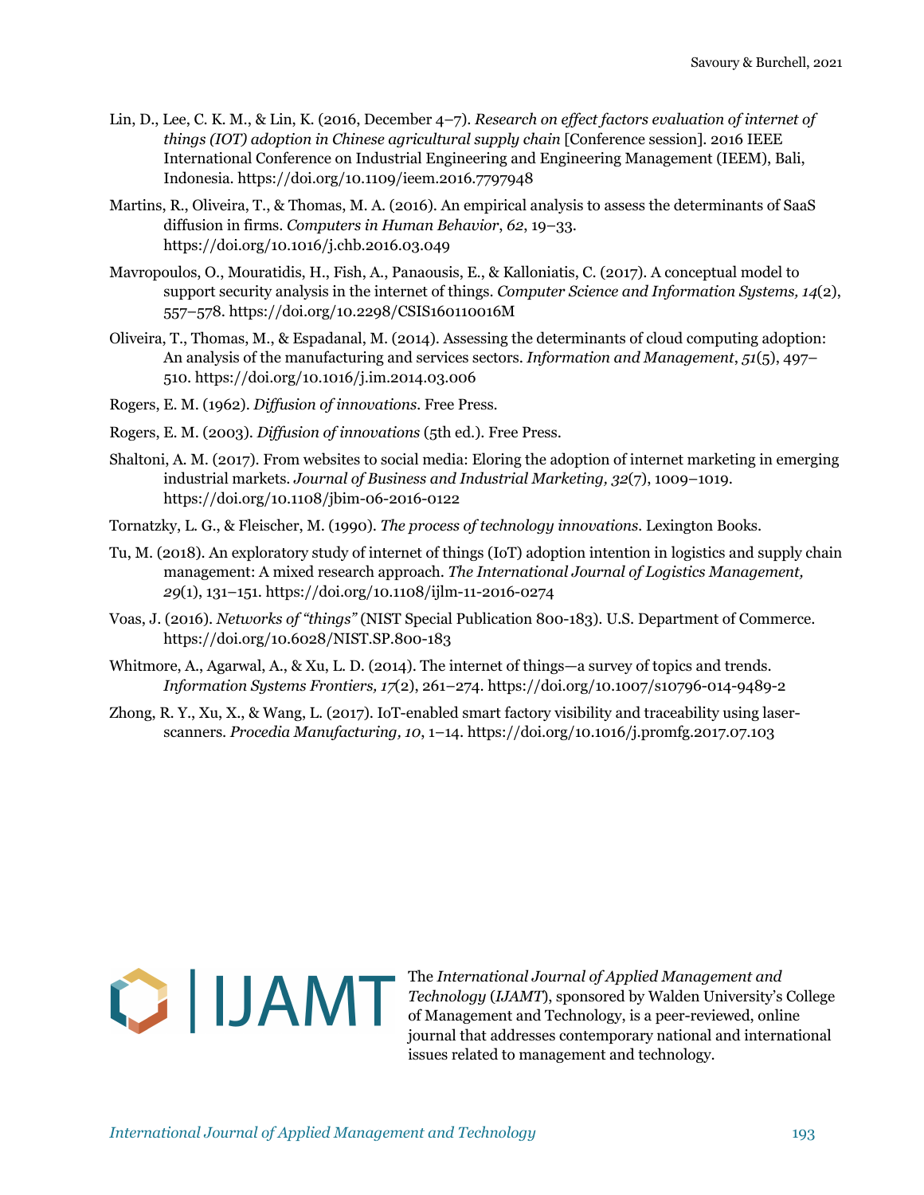Lin, D., Lee, C. K. M., & Lin, K. (2016, December 4–7). *Research on effect factors evaluation of internet of things (IOT) adoption in Chinese agricultural supply chain* [Conference session]. 2016 IEEE International Conference on Industrial Engineering and Engineering Management (IEEM), Bali, Indonesia. https://doi.org/10.1109/ieem.2016.7797948

Martins, R., Oliveira, T., & Thomas, M. A. (2016). An empirical analysis to assess the determinants of SaaS diffusion in firms. *Computers in Human Behavior*, *62*, 19–33. https://doi.org/10.1016/j.chb.2016.03.049

Mavropoulos, O., Mouratidis, H., Fish, A., Panaousis, E., & Kalloniatis, C. (2017). A conceptual model to support security analysis in the internet of things. *Computer Science and Information Systems, 14*(2), 557–578. https://doi.org/10.2298/CSIS160110016M

Oliveira, T., Thomas, M., & Espadanal, M. (2014). Assessing the determinants of cloud computing adoption: An analysis of the manufacturing and services sectors. *Information and Management*, *51*(5), 497–510. https://doi.org/10.1016/j.im.2014.03.006

Rogers, E. M. (1962). *Diffusion of innovations*. Free Press.

Rogers, E. M. (2003). *Diffusion of innovations* (5th ed.). Free Press.

Shaltoni, A. M. (2017). From websites to social media: Eloring the adoption of internet marketing in emerging industrial markets. *Journal of Business and Industrial Marketing, 32*(7), 1009–1019. https://doi.org/10.1108/jbim-06-2016-0122

Tornatzky, L. G., & Fleischer, M. (1990). *The process of technology innovations*. Lexington Books.

Tu, M. (2018). An exploratory study of internet of things (IoT) adoption intention in logistics and supply chain management: A mixed research approach. *The International Journal of Logistics Management, 29*(1), 131–151. https://doi.org/10.1108/ijlm-11-2016-0274

Voas, J. (2016). *Networks of "things"* (NIST Special Publication 800-183). U.S. Department of Commerce. https://doi.org/10.6028/NIST.SP.800-183

Whitmore, A., Agarwal, A., & Xu, L. D. (2014). The internet of things—a survey of topics and trends. *Information Systems Frontiers, 17*(2), 261–274. https://doi.org/10.1007/s10796-014-9489-2

Zhong, R. Y., Xu, X., & Wang, L. (2017). IoT-enabled smart factory visibility and traceability using laser-scanners. *Procedia Manufacturing, 10*, 1–14. https://doi.org/10.1016/j.promfg.2017.07.103

IJAMT

The *International Journal of Applied Management and Technology* (*IJAMT*), sponsored by Walden University's College of Management and Technology, is a peer-reviewed, online journal that addresses contemporary national and international issues related to management and technology.